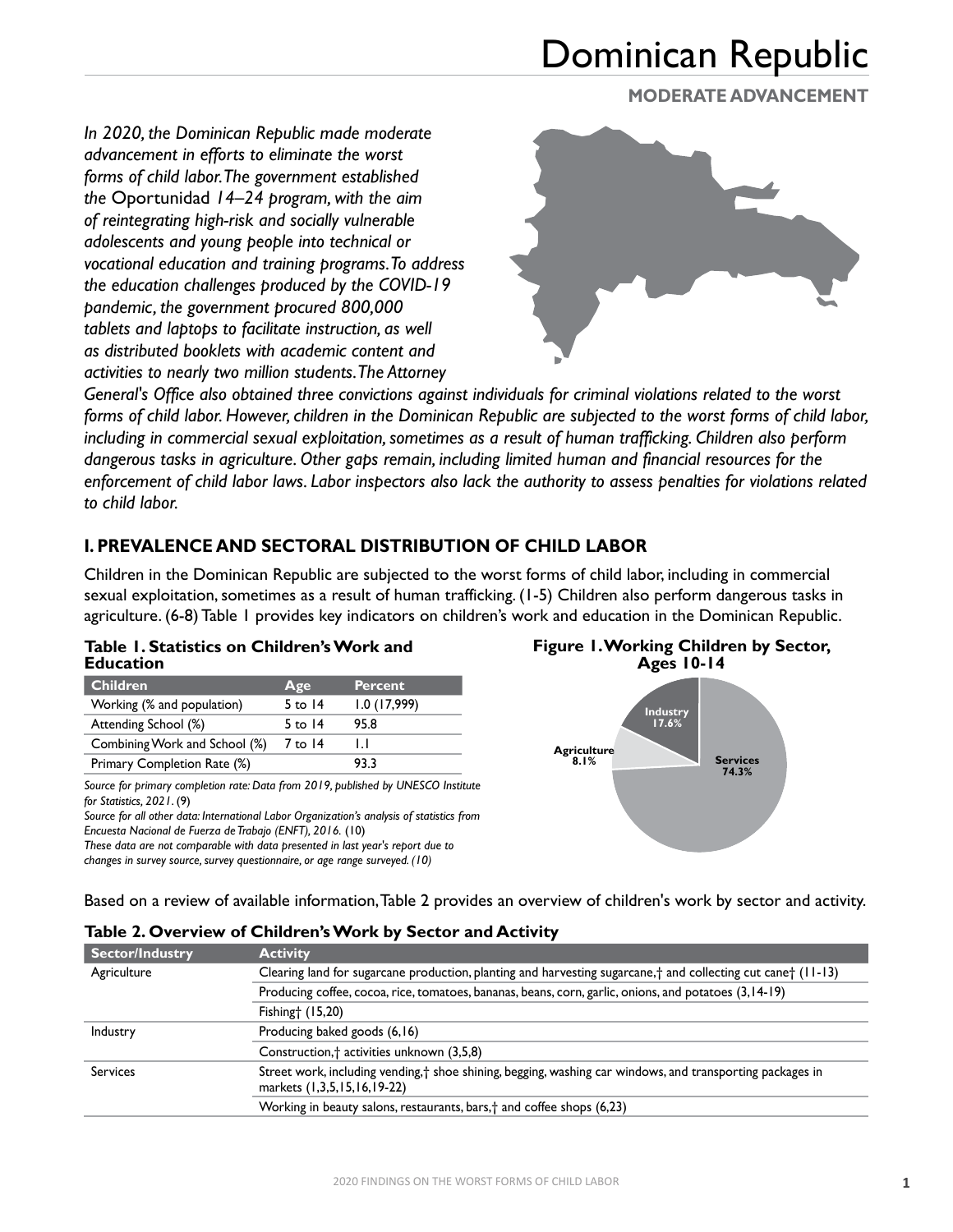# Dominican Republic

**MODERATE ADVANCEMENT**

*In 2020, the Dominican Republic made moderate advancement in efforts to eliminate the worst forms of child labor. The government established the* Oportunidad *14–24 program, with the aim of reintegrating high-risk and socially vulnerable adolescents and young people into technical or vocational education and training programs. To address the education challenges produced by the COVID-19 pandemic, the government procured 800,000 tablets and laptops to facilitate instruction, as well as distributed booklets with academic content and activities to nearly two million students. The Attorney General's Office also obtained three convictions against individuals for criminal violations related to the worst forms of child labor. However, children in the Dominican Republic are subjected to the worst forms of child labor, including in commercial sexual exploitation, sometimes as a result of human trafficking. Children also perform dangerous tasks in agriculture. Other gaps remain, including limited human and financial resources for the enforcement of child labor laws. Labor inspectors also lack the authority to assess penalties for violations related to child labor.*

## I. PREVALENCE AND SECTORAL DISTRIBUTION OF CHILD LABOR

Children in the Dominican Republic are subjected to the worst forms of child labor, including in commercial sexual exploitation, sometimes as a result of human trafficking. (1-5) Children also perform dangerous tasks in agriculture. (6-8) Table 1 provides key indicators on children's work and education in the Dominican Republic.

**Table 1. Statistics on Children's Work and Education**

| Children | Age | Percent |
|---|---|---|
| Working (% and population) | 5 to 14 | 1.0 (17,999) |
| Attending School (%) | 5 to 14 | 95.8 |
| Combining Work and School (%) | 7 to 14 | 1.1 |
| Primary Completion Rate (%) | | 93.3 |

*Source for primary completion rate: Data from 2019, published by UNESCO Institute for Statistics, 2021.* (9)
*Source for all other data: International Labor Organization's analysis of statistics from Encuesta Nacional de Fuerza de Trabajo (ENFT), 2016.* (10)
*These data are not comparable with data presented in last year's report due to changes in survey source, survey questionnaire, or age range surveyed. (10)*

**Figure 1. Working Children by Sector, Ages 10-14**

Industry 17.6%
Agriculture 8.1%
Services 74.3%

Based on a review of available information, Table 2 provides an overview of children's work by sector and activity.

**Table 2. Overview of Children's Work by Sector and Activity**

| Sector/Industry | Activity |
|---|---|
| Agriculture | Clearing land for sugarcane production, planting and harvesting sugarcane,† and collecting cut cane† (11-13) |
| | Producing coffee, cocoa, rice, tomatoes, bananas, beans, corn, garlic, onions, and potatoes (3,14-19) |
| | Fishing† (15,20) |
| Industry | Producing baked goods (6,16) |
| | Construction,† activities unknown (3,5,8) |
| Services | Street work, including vending,† shoe shining, begging, washing car windows, and transporting packages in markets (1,3,5,15,16,19-22) |
| | Working in beauty salons, restaurants, bars,† and coffee shops (6,23) |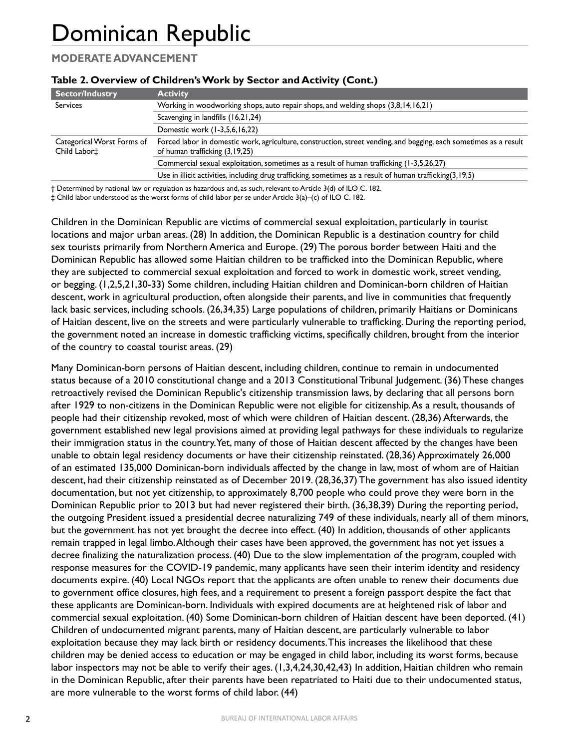# Dominican Republic

## MODERATE ADVANCEMENT

**Table 2. Overview of Children's Work by Sector and Activity (Cont.)**

| Sector/Industry | Activity |
| --- | --- |
| Services | Working in woodworking shops, auto repair shops, and welding shops (3,8,14,16,21) |
| | Scavenging in landfills (16,21,24) |
| | Domestic work (1-3,5,6,16,22) |
| Categorical Worst Forms of Child Labor‡ | Forced labor in domestic work, agriculture, construction, street vending, and begging, each sometimes as a result of human trafficking (3,19,25) |
| | Commercial sexual exploitation, sometimes as a result of human trafficking (1-3,5,26,27) |
| | Use in illicit activities, including drug trafficking, sometimes as a result of human trafficking(3,19,5) |

† Determined by national law or regulation as hazardous and, as such, relevant to Article 3(d) of ILO C. 182.
‡ Child labor understood as the worst forms of child labor *per se* under Article 3(a)–(c) of ILO C. 182.

Children in the Dominican Republic are victims of commercial sexual exploitation, particularly in tourist locations and major urban areas. (28) In addition, the Dominican Republic is a destination country for child sex tourists primarily from Northern America and Europe. (29) The porous border between Haiti and the Dominican Republic has allowed some Haitian children to be trafficked into the Dominican Republic, where they are subjected to commercial sexual exploitation and forced to work in domestic work, street vending, or begging. (1,2,5,21,30-33) Some children, including Haitian children and Dominican-born children of Haitian descent, work in agricultural production, often alongside their parents, and live in communities that frequently lack basic services, including schools. (26,34,35) Large populations of children, primarily Haitians or Dominicans of Haitian descent, live on the streets and were particularly vulnerable to trafficking. During the reporting period, the government noted an increase in domestic trafficking victims, specifically children, brought from the interior of the country to coastal tourist areas. (29)

Many Dominican-born persons of Haitian descent, including children, continue to remain in undocumented status because of a 2010 constitutional change and a 2013 Constitutional Tribunal Judgement. (36) These changes retroactively revised the Dominican Republic's citizenship transmission laws, by declaring that all persons born after 1929 to non-citizens in the Dominican Republic were not eligible for citizenship. As a result, thousands of people had their citizenship revoked, most of which were children of Haitian descent. (28,36) Afterwards, the government established new legal provisions aimed at providing legal pathways for these individuals to regularize their immigration status in the country. Yet, many of those of Haitian descent affected by the changes have been unable to obtain legal residency documents or have their citizenship reinstated. (28,36) Approximately 26,000 of an estimated 135,000 Dominican-born individuals affected by the change in law, most of whom are of Haitian descent, had their citizenship reinstated as of December 2019. (28,36,37) The government has also issued identity documentation, but not yet citizenship, to approximately 8,700 people who could prove they were born in the Dominican Republic prior to 2013 but had never registered their birth. (36,38,39) During the reporting period, the outgoing President issued a presidential decree naturalizing 749 of these individuals, nearly all of them minors, but the government has not yet brought the decree into effect. (40) In addition, thousands of other applicants remain trapped in legal limbo. Although their cases have been approved, the government has not yet issues a decree finalizing the naturalization process. (40) Due to the slow implementation of the program, coupled with response measures for the COVID-19 pandemic, many applicants have seen their interim identity and residency documents expire. (40) Local NGOs report that the applicants are often unable to renew their documents due to government office closures, high fees, and a requirement to present a foreign passport despite the fact that these applicants are Dominican-born. Individuals with expired documents are at heightened risk of labor and commercial sexual exploitation. (40) Some Dominican-born children of Haitian descent have been deported. (41) Children of undocumented migrant parents, many of Haitian descent, are particularly vulnerable to labor exploitation because they may lack birth or residency documents. This increases the likelihood that these children may be denied access to education or may be engaged in child labor, including its worst forms, because labor inspectors may not be able to verify their ages. (1,3,4,24,30,42,43) In addition, Haitian children who remain in the Dominican Republic, after their parents have been repatriated to Haiti due to their undocumented status, are more vulnerable to the worst forms of child labor. (44)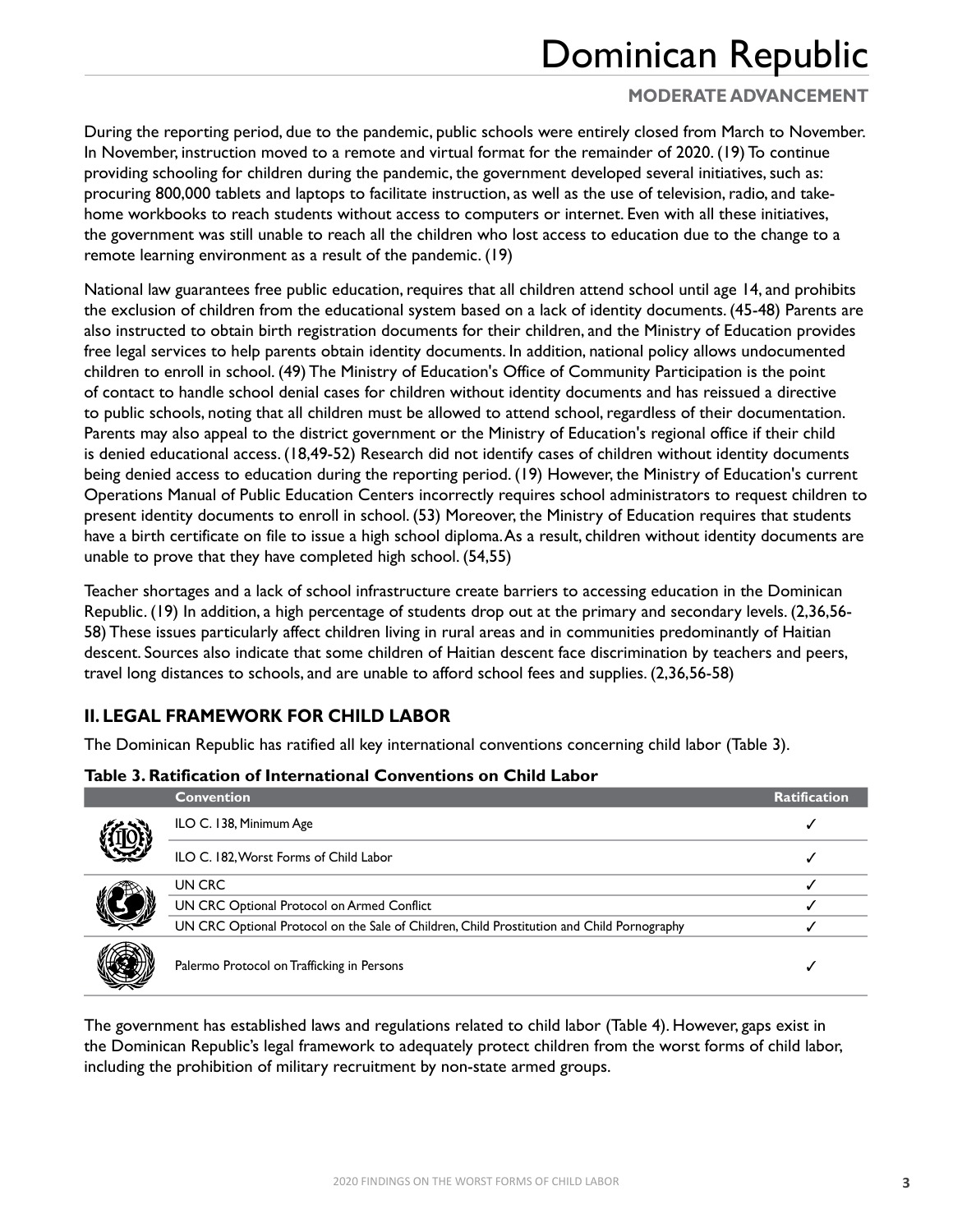During the reporting period, due to the pandemic, public schools were entirely closed from March to November. In November, instruction moved to a remote and virtual format for the remainder of 2020. (19) To continue providing schooling for children during the pandemic, the government developed several initiatives, such as: procuring 800,000 tablets and laptops to facilitate instruction, as well as the use of television, radio, and take-home workbooks to reach students without access to computers or internet. Even with all these initiatives, the government was still unable to reach all the children who lost access to education due to the change to a remote learning environment as a result of the pandemic. (19)

National law guarantees free public education, requires that all children attend school until age 14, and prohibits the exclusion of children from the educational system based on a lack of identity documents. (45-48) Parents are also instructed to obtain birth registration documents for their children, and the Ministry of Education provides free legal services to help parents obtain identity documents. In addition, national policy allows undocumented children to enroll in school. (49) The Ministry of Education's Office of Community Participation is the point of contact to handle school denial cases for children without identity documents and has reissued a directive to public schools, noting that all children must be allowed to attend school, regardless of their documentation. Parents may also appeal to the district government or the Ministry of Education's regional office if their child is denied educational access. (18,49-52) Research did not identify cases of children without identity documents being denied access to education during the reporting period. (19) However, the Ministry of Education's current Operations Manual of Public Education Centers incorrectly requires school administrators to request children to present identity documents to enroll in school. (53) Moreover, the Ministry of Education requires that students have a birth certificate on file to issue a high school diploma. As a result, children without identity documents are unable to prove that they have completed high school. (54,55)

Teacher shortages and a lack of school infrastructure create barriers to accessing education in the Dominican Republic. (19) In addition, a high percentage of students drop out at the primary and secondary levels. (2,36,56-58) These issues particularly affect children living in rural areas and in communities predominantly of Haitian descent. Sources also indicate that some children of Haitian descent face discrimination by teachers and peers, travel long distances to schools, and are unable to afford school fees and supplies. (2,36,56-58)

## II. LEGAL FRAMEWORK FOR CHILD LABOR

The Dominican Republic has ratified all key international conventions concerning child labor (Table 3).

**Table 3. Ratification of International Conventions on Child Labor**

| | Convention | Ratification |
|---|---|---|
| | ILO C. 138, Minimum Age | ✓ |
| | ILO C. 182, Worst Forms of Child Labor | ✓ |
| | UN CRC | ✓ |
| | UN CRC Optional Protocol on Armed Conflict | ✓ |
| | UN CRC Optional Protocol on the Sale of Children, Child Prostitution and Child Pornography | ✓ |
| | Palermo Protocol on Trafficking in Persons | ✓ |

The government has established laws and regulations related to child labor (Table 4). However, gaps exist in the Dominican Republic's legal framework to adequately protect children from the worst forms of child labor, including the prohibition of military recruitment by non-state armed groups.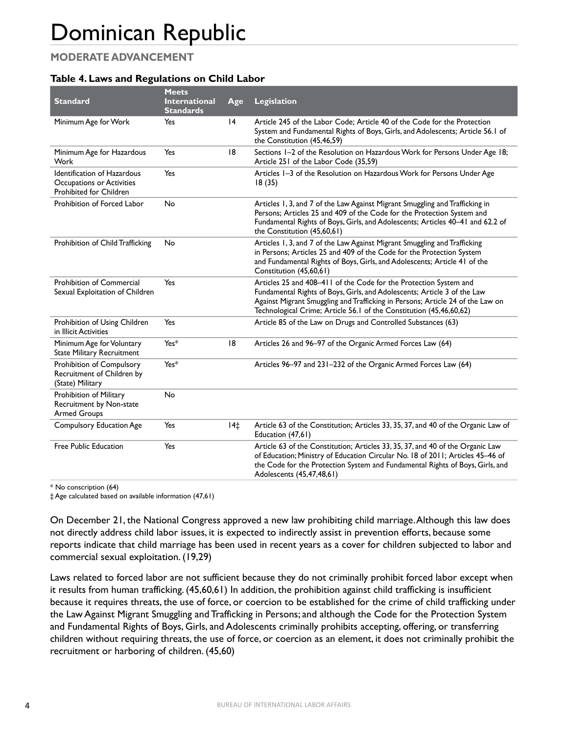# Dominican Republic

## MODERATE ADVANCEMENT

**Table 4. Laws and Regulations on Child Labor**

| Standard | Meets International Standards | Age | Legislation |
|---|---|---|---|
| Minimum Age for Work | Yes | 14 | Article 245 of the Labor Code; Article 40 of the Code for the Protection System and Fundamental Rights of Boys, Girls, and Adolescents; Article 56.1 of the Constitution (45,46,59) |
| Minimum Age for Hazardous Work | Yes | 18 | Sections 1–2 of the Resolution on Hazardous Work for Persons Under Age 18; Article 251 of the Labor Code (35,59) |
| Identification of Hazardous Occupations or Activities Prohibited for Children | Yes | | Articles 1–3 of the Resolution on Hazardous Work for Persons Under Age 18 (35) |
| Prohibition of Forced Labor | No | | Articles 1, 3, and 7 of the Law Against Migrant Smuggling and Trafficking in Persons; Articles 25 and 409 of the Code for the Protection System and Fundamental Rights of Boys, Girls, and Adolescents; Articles 40–41 and 62.2 of the Constitution (45,60,61) |
| Prohibition of Child Trafficking | No | | Articles 1, 3, and 7 of the Law Against Migrant Smuggling and Trafficking in Persons; Articles 25 and 409 of the Code for the Protection System and Fundamental Rights of Boys, Girls, and Adolescents; Article 41 of the Constitution (45,60,61) |
| Prohibition of Commercial Sexual Exploitation of Children | Yes | | Articles 25 and 408–411 of the Code for the Protection System and Fundamental Rights of Boys, Girls, and Adolescents; Article 3 of the Law Against Migrant Smuggling and Trafficking in Persons; Article 24 of the Law on Technological Crime; Article 56.1 of the Constitution (45,46,60,62) |
| Prohibition of Using Children in Illicit Activities | Yes | | Article 85 of the Law on Drugs and Controlled Substances (63) |
| Minimum Age for Voluntary State Military Recruitment | Yes* | 18 | Articles 26 and 96–97 of the Organic Armed Forces Law (64) |
| Prohibition of Compulsory Recruitment of Children by (State) Military | Yes* | | Articles 96–97 and 231–232 of the Organic Armed Forces Law (64) |
| Prohibition of Military Recruitment by Non-state Armed Groups | No | | |
| Compulsory Education Age | Yes | 14‡ | Article 63 of the Constitution; Articles 33, 35, 37, and 40 of the Organic Law of Education (47,61) |
| Free Public Education | Yes | | Article 63 of the Constitution; Articles 33, 35, 37, and 40 of the Organic Law of Education; Ministry of Education Circular No. 18 of 2011; Articles 45–46 of the Code for the Protection System and Fundamental Rights of Boys, Girls, and Adolescents (45,47,48,61) |

* No conscription (64)
‡ Age calculated based on available information (47,61)

On December 21, the National Congress approved a new law prohibiting child marriage. Although this law does not directly address child labor issues, it is expected to indirectly assist in prevention efforts, because some reports indicate that child marriage has been used in recent years as a cover for children subjected to labor and commercial sexual exploitation. (19,29)

Laws related to forced labor are not sufficient because they do not criminally prohibit forced labor except when it results from human trafficking. (45,60,61) In addition, the prohibition against child trafficking is insufficient because it requires threats, the use of force, or coercion to be established for the crime of child trafficking under the Law Against Migrant Smuggling and Trafficking in Persons; and although the Code for the Protection System and Fundamental Rights of Boys, Girls, and Adolescents criminally prohibits accepting, offering, or transferring children without requiring threats, the use of force, or coercion as an element, it does not criminally prohibit the recruitment or harboring of children. (45,60)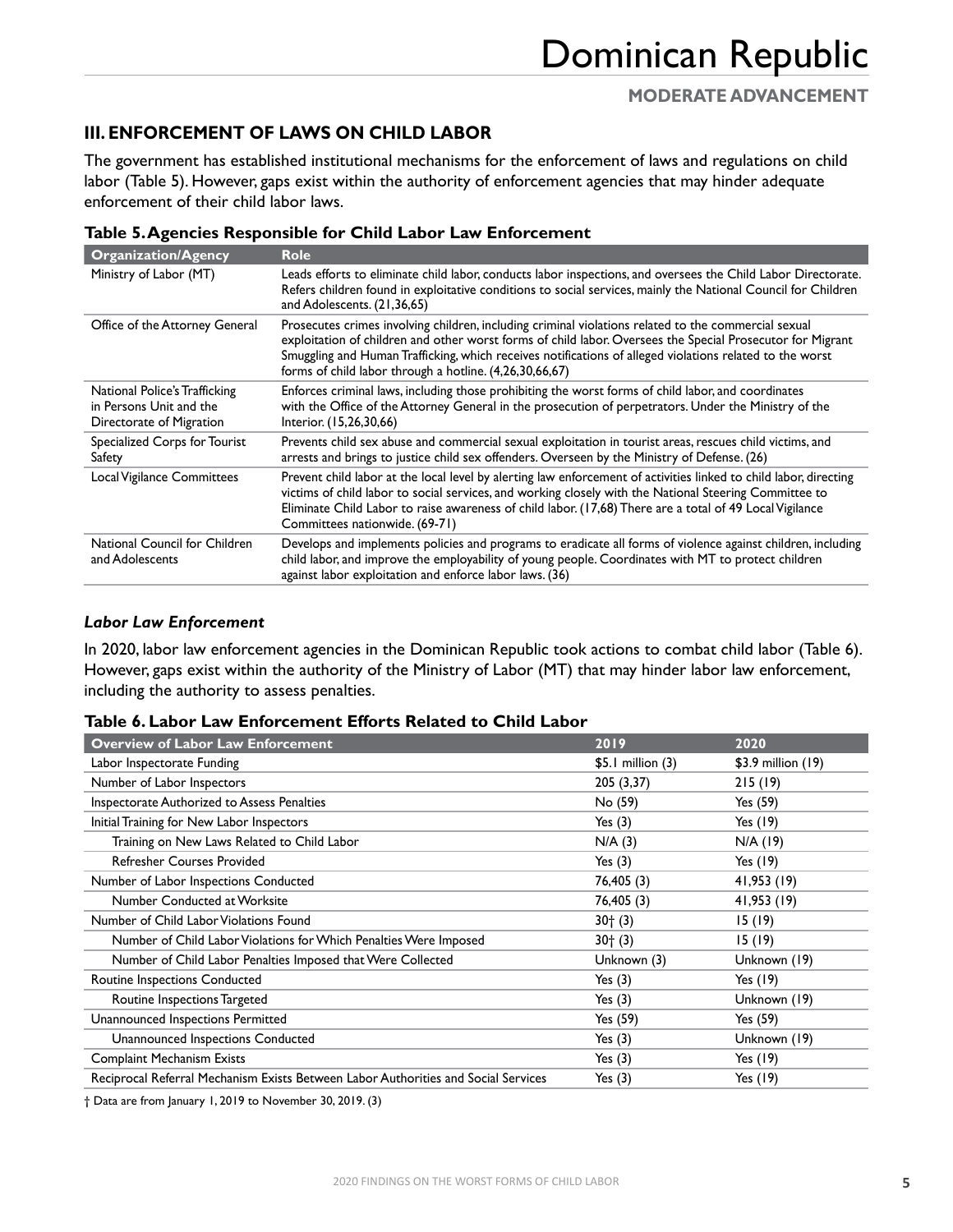## III. ENFORCEMENT OF LAWS ON CHILD LABOR

The government has established institutional mechanisms for the enforcement of laws and regulations on child labor (Table 5). However, gaps exist within the authority of enforcement agencies that may hinder adequate enforcement of their child labor laws.

**Table 5. Agencies Responsible for Child Labor Law Enforcement**

| Organization/Agency | Role |
|---|---|
| Ministry of Labor (MT) | Leads efforts to eliminate child labor, conducts labor inspections, and oversees the Child Labor Directorate. Refers children found in exploitative conditions to social services, mainly the National Council for Children and Adolescents. (21,36,65) |
| Office of the Attorney General | Prosecutes crimes involving children, including criminal violations related to the commercial sexual exploitation of children and other worst forms of child labor. Oversees the Special Prosecutor for Migrant Smuggling and Human Trafficking, which receives notifications of alleged violations related to the worst forms of child labor through a hotline. (4,26,30,66,67) |
| National Police's Trafficking in Persons Unit and the Directorate of Migration | Enforces criminal laws, including those prohibiting the worst forms of child labor, and coordinates with the Office of the Attorney General in the prosecution of perpetrators. Under the Ministry of the Interior. (15,26,30,66) |
| Specialized Corps for Tourist Safety | Prevents child sex abuse and commercial sexual exploitation in tourist areas, rescues child victims, and arrests and brings to justice child sex offenders. Overseen by the Ministry of Defense. (26) |
| Local Vigilance Committees | Prevent child labor at the local level by alerting law enforcement of activities linked to child labor, directing victims of child labor to social services, and working closely with the National Steering Committee to Eliminate Child Labor to raise awareness of child labor. (17,68) There are a total of 49 Local Vigilance Committees nationwide. (69-71) |
| National Council for Children and Adolescents | Develops and implements policies and programs to eradicate all forms of violence against children, including child labor, and improve the employability of young people. Coordinates with MT to protect children against labor exploitation and enforce labor laws. (36) |

### *Labor Law Enforcement*

In 2020, labor law enforcement agencies in the Dominican Republic took actions to combat child labor (Table 6). However, gaps exist within the authority of the Ministry of Labor (MT) that may hinder labor law enforcement, including the authority to assess penalties.

**Table 6. Labor Law Enforcement Efforts Related to Child Labor**

| Overview of Labor Law Enforcement | 2019 | 2020 |
|---|---|---|
| Labor Inspectorate Funding | $5.1 million (3) | $3.9 million (19) |
| Number of Labor Inspectors | 205 (3,37) | 215 (19) |
| Inspectorate Authorized to Assess Penalties | No (59) | Yes (59) |
| Initial Training for New Labor Inspectors | Yes (3) | Yes (19) |
| Training on New Laws Related to Child Labor | N/A (3) | N/A (19) |
| Refresher Courses Provided | Yes (3) | Yes (19) |
| Number of Labor Inspections Conducted | 76,405 (3) | 41,953 (19) |
| Number Conducted at Worksite | 76,405 (3) | 41,953 (19) |
| Number of Child Labor Violations Found | 30† (3) | 15 (19) |
| Number of Child Labor Violations for Which Penalties Were Imposed | 30† (3) | 15 (19) |
| Number of Child Labor Penalties Imposed that Were Collected | Unknown (3) | Unknown (19) |
| Routine Inspections Conducted | Yes (3) | Yes (19) |
| Routine Inspections Targeted | Yes (3) | Unknown (19) |
| Unannounced Inspections Permitted | Yes (59) | Yes (59) |
| Unannounced Inspections Conducted | Yes (3) | Unknown (19) |
| Complaint Mechanism Exists | Yes (3) | Yes (19) |
| Reciprocal Referral Mechanism Exists Between Labor Authorities and Social Services | Yes (3) | Yes (19) |

† Data are from January 1, 2019 to November 30, 2019. (3)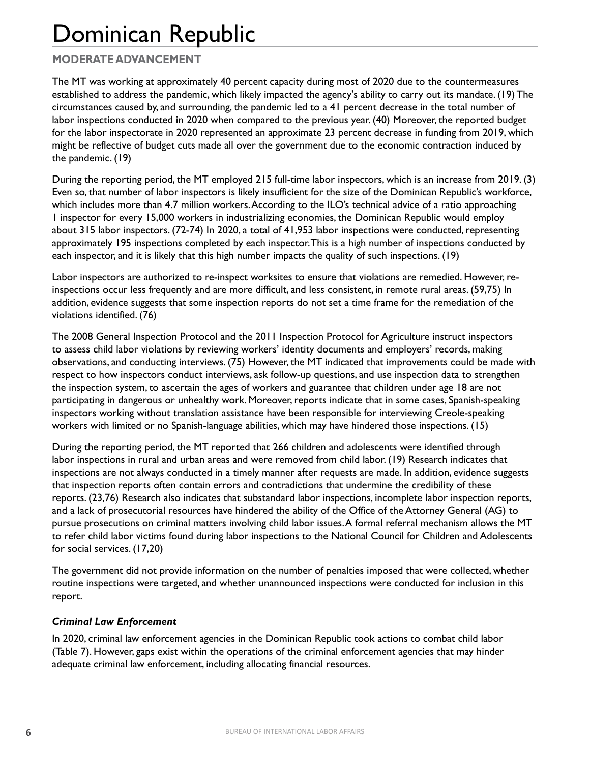# Dominican Republic

## MODERATE ADVANCEMENT

The MT was working at approximately 40 percent capacity during most of 2020 due to the countermeasures established to address the pandemic, which likely impacted the agency's ability to carry out its mandate. (19) The circumstances caused by, and surrounding, the pandemic led to a 41 percent decrease in the total number of labor inspections conducted in 2020 when compared to the previous year. (40) Moreover, the reported budget for the labor inspectorate in 2020 represented an approximate 23 percent decrease in funding from 2019, which might be reflective of budget cuts made all over the government due to the economic contraction induced by the pandemic. (19)

During the reporting period, the MT employed 215 full-time labor inspectors, which is an increase from 2019. (3) Even so, that number of labor inspectors is likely insufficient for the size of the Dominican Republic's workforce, which includes more than 4.7 million workers. According to the ILO's technical advice of a ratio approaching 1 inspector for every 15,000 workers in industrializing economies, the Dominican Republic would employ about 315 labor inspectors. (72-74) In 2020, a total of 41,953 labor inspections were conducted, representing approximately 195 inspections completed by each inspector. This is a high number of inspections conducted by each inspector, and it is likely that this high number impacts the quality of such inspections. (19)

Labor inspectors are authorized to re-inspect worksites to ensure that violations are remedied. However, re-inspections occur less frequently and are more difficult, and less consistent, in remote rural areas. (59,75) In addition, evidence suggests that some inspection reports do not set a time frame for the remediation of the violations identified. (76)

The 2008 General Inspection Protocol and the 2011 Inspection Protocol for Agriculture instruct inspectors to assess child labor violations by reviewing workers' identity documents and employers' records, making observations, and conducting interviews. (75) However, the MT indicated that improvements could be made with respect to how inspectors conduct interviews, ask follow-up questions, and use inspection data to strengthen the inspection system, to ascertain the ages of workers and guarantee that children under age 18 are not participating in dangerous or unhealthy work. Moreover, reports indicate that in some cases, Spanish-speaking inspectors working without translation assistance have been responsible for interviewing Creole-speaking workers with limited or no Spanish-language abilities, which may have hindered those inspections. (15)

During the reporting period, the MT reported that 266 children and adolescents were identified through labor inspections in rural and urban areas and were removed from child labor. (19) Research indicates that inspections are not always conducted in a timely manner after requests are made. In addition, evidence suggests that inspection reports often contain errors and contradictions that undermine the credibility of these reports. (23,76) Research also indicates that substandard labor inspections, incomplete labor inspection reports, and a lack of prosecutorial resources have hindered the ability of the Office of the Attorney General (AG) to pursue prosecutions on criminal matters involving child labor issues. A formal referral mechanism allows the MT to refer child labor victims found during labor inspections to the National Council for Children and Adolescents for social services. (17,20)

The government did not provide information on the number of penalties imposed that were collected, whether routine inspections were targeted, and whether unannounced inspections were conducted for inclusion in this report.

### *Criminal Law Enforcement*

In 2020, criminal law enforcement agencies in the Dominican Republic took actions to combat child labor (Table 7). However, gaps exist within the operations of the criminal enforcement agencies that may hinder adequate criminal law enforcement, including allocating financial resources.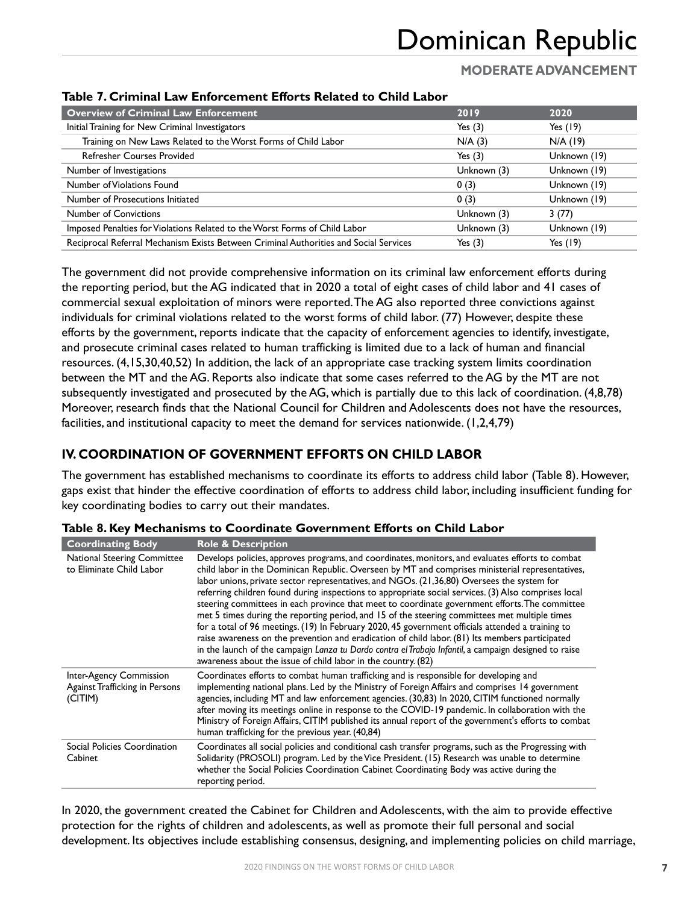**Table 7. Criminal Law Enforcement Efforts Related to Child Labor**

| Overview of Criminal Law Enforcement | 2019 | 2020 |
|---|---|---|
| Initial Training for New Criminal Investigators | Yes (3) | Yes (19) |
| Training on New Laws Related to the Worst Forms of Child Labor | N/A (3) | N/A (19) |
| Refresher Courses Provided | Yes (3) | Unknown (19) |
| Number of Investigations | Unknown (3) | Unknown (19) |
| Number of Violations Found | 0 (3) | Unknown (19) |
| Number of Prosecutions Initiated | 0 (3) | Unknown (19) |
| Number of Convictions | Unknown (3) | 3 (77) |
| Imposed Penalties for Violations Related to the Worst Forms of Child Labor | Unknown (3) | Unknown (19) |
| Reciprocal Referral Mechanism Exists Between Criminal Authorities and Social Services | Yes (3) | Yes (19) |

The government did not provide comprehensive information on its criminal law enforcement efforts during the reporting period, but the AG indicated that in 2020 a total of eight cases of child labor and 41 cases of commercial sexual exploitation of minors were reported. The AG also reported three convictions against individuals for criminal violations related to the worst forms of child labor. (77) However, despite these efforts by the government, reports indicate that the capacity of enforcement agencies to identify, investigate, and prosecute criminal cases related to human trafficking is limited due to a lack of human and financial resources. (4,15,30,40,52) In addition, the lack of an appropriate case tracking system limits coordination between the MT and the AG. Reports also indicate that some cases referred to the AG by the MT are not subsequently investigated and prosecuted by the AG, which is partially due to this lack of coordination. (4,8,78) Moreover, research finds that the National Council for Children and Adolescents does not have the resources, facilities, and institutional capacity to meet the demand for services nationwide. (1,2,4,79)

## IV. COORDINATION OF GOVERNMENT EFFORTS ON CHILD LABOR

The government has established mechanisms to coordinate its efforts to address child labor (Table 8). However, gaps exist that hinder the effective coordination of efforts to address child labor, including insufficient funding for key coordinating bodies to carry out their mandates.

**Table 8. Key Mechanisms to Coordinate Government Efforts on Child Labor**

| Coordinating Body | Role & Description |
|---|---|
| National Steering Committee to Eliminate Child Labor | Develops policies, approves programs, and coordinates, monitors, and evaluates efforts to combat child labor in the Dominican Republic. Overseen by MT and comprises ministerial representatives, labor unions, private sector representatives, and NGOs. (21,36,80) Oversees the system for referring children found during inspections to appropriate social services. (3) Also comprises local steering committees in each province that meet to coordinate government efforts. The committee met 5 times during the reporting period, and 15 of the steering committees met multiple times for a total of 96 meetings. (19) In February 2020, 45 government officials attended a training to raise awareness on the prevention and eradication of child labor. (81) Its members participated in the launch of the campaign *Lanza tu Dardo contra el Trabajo Infantil*, a campaign designed to raise awareness about the issue of child labor in the country. (82) |
| Inter-Agency Commission Against Trafficking in Persons (CITIM) | Coordinates efforts to combat human trafficking and is responsible for developing and implementing national plans. Led by the Ministry of Foreign Affairs and comprises 14 government agencies, including MT and law enforcement agencies. (30,83) In 2020, CITIM functioned normally after moving its meetings online in response to the COVID-19 pandemic. In collaboration with the Ministry of Foreign Affairs, CITIM published its annual report of the government's efforts to combat human trafficking for the previous year. (40,84) |
| Social Policies Coordination Cabinet | Coordinates all social policies and conditional cash transfer programs, such as the Progressing with Solidarity (PROSOLI) program. Led by the Vice President. (15) Research was unable to determine whether the Social Policies Coordination Cabinet Coordinating Body was active during the reporting period. |

In 2020, the government created the Cabinet for Children and Adolescents, with the aim to provide effective protection for the rights of children and adolescents, as well as promote their full personal and social development. Its objectives include establishing consensus, designing, and implementing policies on child marriage,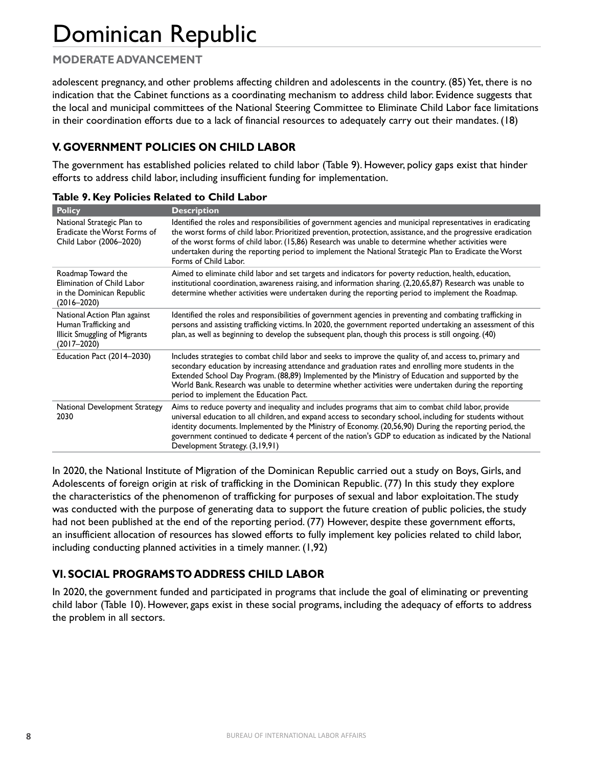adolescent pregnancy, and other problems affecting children and adolescents in the country. (85) Yet, there is no indication that the Cabinet functions as a coordinating mechanism to address child labor. Evidence suggests that the local and municipal committees of the National Steering Committee to Eliminate Child Labor face limitations in their coordination efforts due to a lack of financial resources to adequately carry out their mandates. (18)

## V. GOVERNMENT POLICIES ON CHILD LABOR

The government has established policies related to child labor (Table 9). However, policy gaps exist that hinder efforts to address child labor, including insufficient funding for implementation.

**Table 9. Key Policies Related to Child Labor**

| Policy | Description |
|---|---|
| National Strategic Plan to Eradicate the Worst Forms of Child Labor (2006–2020) | Identified the roles and responsibilities of government agencies and municipal representatives in eradicating the worst forms of child labor. Prioritized prevention, protection, assistance, and the progressive eradication of the worst forms of child labor. (15,86) Research was unable to determine whether activities were undertaken during the reporting period to implement the National Strategic Plan to Eradicate the Worst Forms of Child Labor. |
| Roadmap Toward the Elimination of Child Labor in the Dominican Republic (2016–2020) | Aimed to eliminate child labor and set targets and indicators for poverty reduction, health, education, institutional coordination, awareness raising, and information sharing. (2,20,65,87) Research was unable to determine whether activities were undertaken during the reporting period to implement the Roadmap. |
| National Action Plan against Human Trafficking and Illicit Smuggling of Migrants (2017–2020) | Identified the roles and responsibilities of government agencies in preventing and combating trafficking in persons and assisting trafficking victims. In 2020, the government reported undertaking an assessment of this plan, as well as beginning to develop the subsequent plan, though this process is still ongoing. (40) |
| Education Pact (2014–2030) | Includes strategies to combat child labor and seeks to improve the quality of, and access to, primary and secondary education by increasing attendance and graduation rates and enrolling more students in the Extended School Day Program. (88,89) Implemented by the Ministry of Education and supported by the World Bank. Research was unable to determine whether activities were undertaken during the reporting period to implement the Education Pact. |
| National Development Strategy 2030 | Aims to reduce poverty and inequality and includes programs that aim to combat child labor, provide universal education to all children, and expand access to secondary school, including for students without identity documents. Implemented by the Ministry of Economy. (20,56,90) During the reporting period, the government continued to dedicate 4 percent of the nation's GDP to education as indicated by the National Development Strategy. (3,19,91) |

In 2020, the National Institute of Migration of the Dominican Republic carried out a study on Boys, Girls, and Adolescents of foreign origin at risk of trafficking in the Dominican Republic. (77) In this study they explore the characteristics of the phenomenon of trafficking for purposes of sexual and labor exploitation. The study was conducted with the purpose of generating data to support the future creation of public policies, the study had not been published at the end of the reporting period. (77) However, despite these government efforts, an insufficient allocation of resources has slowed efforts to fully implement key policies related to child labor, including conducting planned activities in a timely manner. (1,92)

## VI. SOCIAL PROGRAMS TO ADDRESS CHILD LABOR

In 2020, the government funded and participated in programs that include the goal of eliminating or preventing child labor (Table 10). However, gaps exist in these social programs, including the adequacy of efforts to address the problem in all sectors.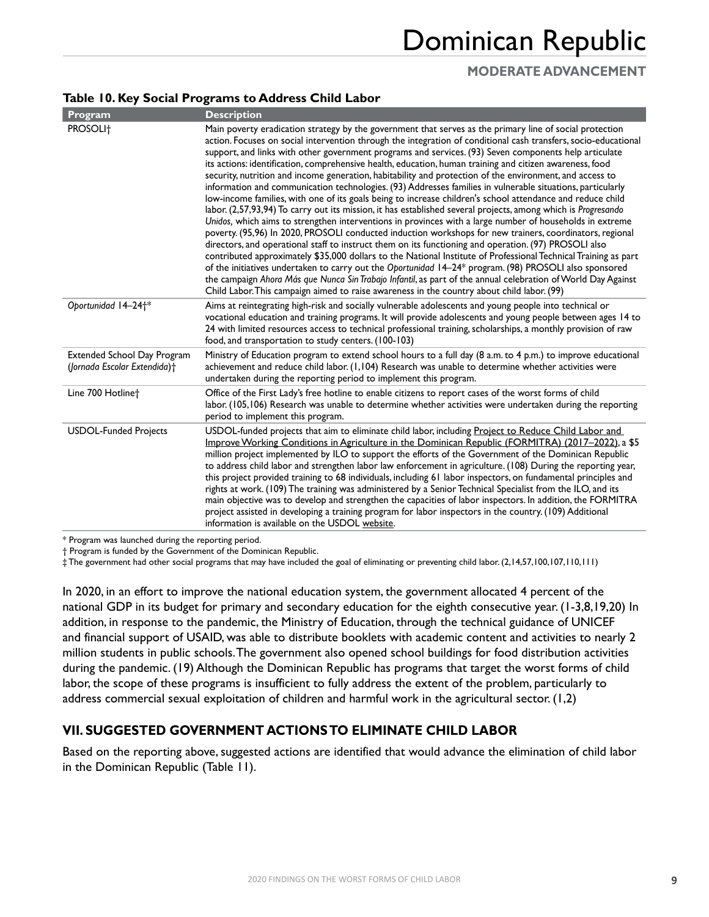**Table 10. Key Social Programs to Address Child Labor**

| Program | Description |
|---|---|
| PROSOLI† | Main poverty eradication strategy by the government that serves as the primary line of social protection action. Focuses on social intervention through the integration of conditional cash transfers, socio-educational support, and links with other government programs and services. (93) Seven components help articulate its actions: identification, comprehensive health, education, human training and citizen awareness, food security, nutrition and income generation, habitability and protection of the environment, and access to information and communication technologies. (93) Addresses families in vulnerable situations, particularly low-income families, with one of its goals being to increase children's school attendance and reduce child labor. (2,57,93,94) To carry out its mission, it has established several projects, among which is *Progresando Unidos*, which aims to strengthen interventions in provinces with a large number of households in extreme poverty. (95,96) In 2020, PROSOLI conducted induction workshops for new trainers, coordinators, regional directors, and operational staff to instruct them on its functioning and operation. (97) PROSOLI also contributed approximately $35,000 dollars to the National Institute of Professional Technical Training as part of the initiatives undertaken to carry out the *Oportunidad* 14–24* program. (98) PROSOLI also sponsored the campaign *Ahora Más que Nunca Sin Trabajo Infantil*, as part of the annual celebration of World Day Against Child Labor. This campaign aimed to raise awareness in the country about child labor. (99) |
| *Oportunidad* 14–24†* | Aims at reintegrating high-risk and socially vulnerable adolescents and young people into technical or vocational education and training programs. It will provide adolescents and young people between ages 14 to 24 with limited resources access to technical professional training, scholarships, a monthly provision of raw food, and transportation to study centers. (100-103) |
| Extended School Day Program (*Jornada Escolar Extendida*)† | Ministry of Education program to extend school hours to a full day (8 a.m. to 4 p.m.) to improve educational achievement and reduce child labor. (1,104) Research was unable to determine whether activities were undertaken during the reporting period to implement this program. |
| Line 700 Hotline† | Office of the First Lady's free hotline to enable citizens to report cases of the worst forms of child labor. (105,106) Research was unable to determine whether activities were undertaken during the reporting period to implement this program. |
| USDOL-Funded Projects | USDOL-funded projects that aim to eliminate child labor, including Project to Reduce Child Labor and Improve Working Conditions in Agriculture in the Dominican Republic (FORMITRA) (2017–2022), a $5 million project implemented by ILO to support the efforts of the Government of the Dominican Republic to address child labor and strengthen labor law enforcement in agriculture. (108) During the reporting year, this project provided training to 68 individuals, including 61 labor inspectors, on fundamental principles and rights at work. (109) The training was administered by a Senior Technical Specialist from the ILO, and its main objective was to develop and strengthen the capacities of labor inspectors. In addition, the FORMITRA project assisted in developing a training program for labor inspectors in the country. (109) Additional information is available on the USDOL website. |

\* Program was launched during the reporting period.
† Program is funded by the Government of the Dominican Republic.
‡ The government had other social programs that may have included the goal of eliminating or preventing child labor. (2,14,57,100,107,110,111)

In 2020, in an effort to improve the national education system, the government allocated 4 percent of the national GDP in its budget for primary and secondary education for the eighth consecutive year. (1-3,8,19,20) In addition, in response to the pandemic, the Ministry of Education, through the technical guidance of UNICEF and financial support of USAID, was able to distribute booklets with academic content and activities to nearly 2 million students in public schools. The government also opened school buildings for food distribution activities during the pandemic. (19) Although the Dominican Republic has programs that target the worst forms of child labor, the scope of these programs is insufficient to fully address the extent of the problem, particularly to address commercial sexual exploitation of children and harmful work in the agricultural sector. (1,2)

## VII. SUGGESTED GOVERNMENT ACTIONS TO ELIMINATE CHILD LABOR

Based on the reporting above, suggested actions are identified that would advance the elimination of child labor in the Dominican Republic (Table 11).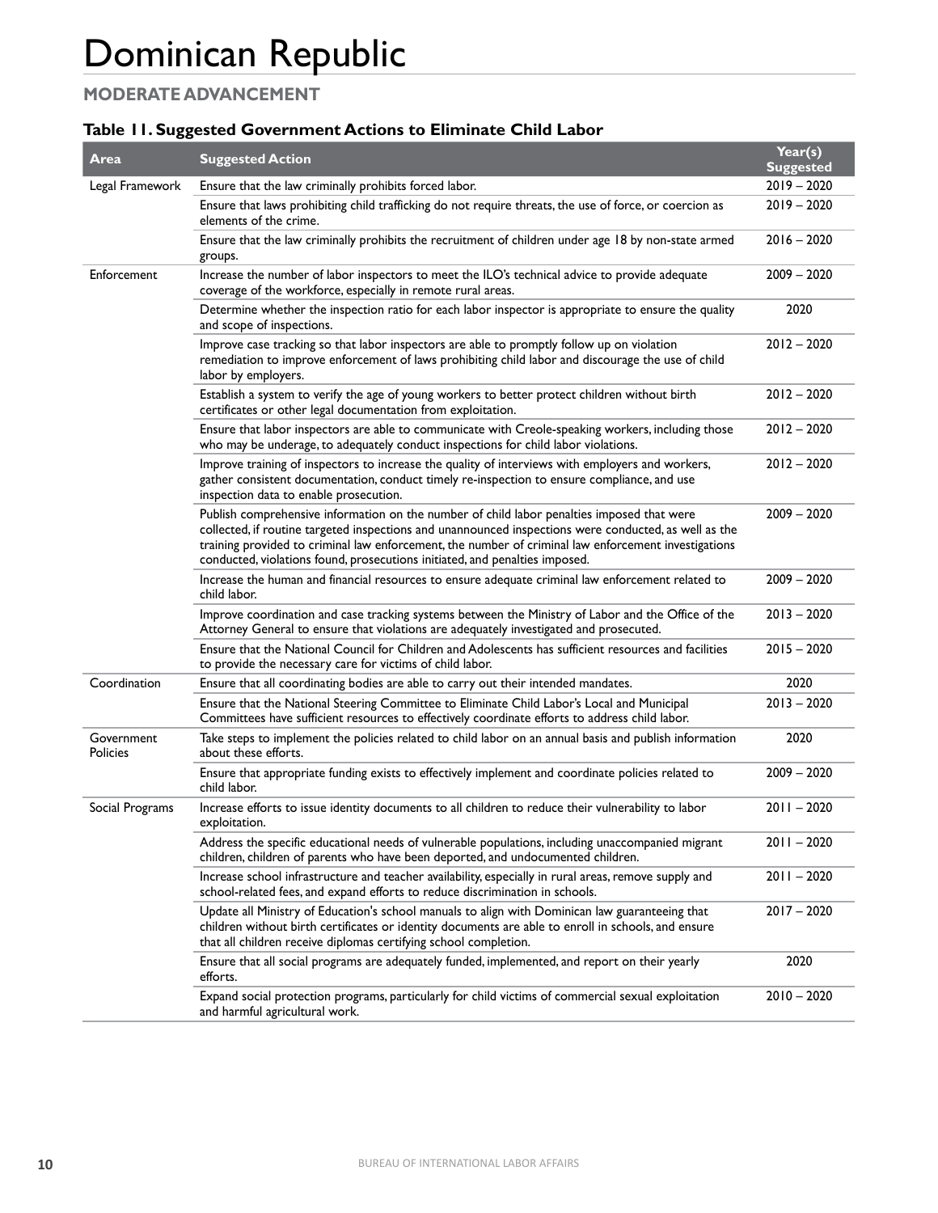# Dominican Republic

## MODERATE ADVANCEMENT

### Table 11. Suggested Government Actions to Eliminate Child Labor

| Area | Suggested Action | Year(s) Suggested |
|---|---|---|
| Legal Framework | Ensure that the law criminally prohibits forced labor. | 2019 – 2020 |
| | Ensure that laws prohibiting child trafficking do not require threats, the use of force, or coercion as elements of the crime. | 2019 – 2020 |
| | Ensure that the law criminally prohibits the recruitment of children under age 18 by non-state armed groups. | 2016 – 2020 |
| Enforcement | Increase the number of labor inspectors to meet the ILO's technical advice to provide adequate coverage of the workforce, especially in remote rural areas. | 2009 – 2020 |
| | Determine whether the inspection ratio for each labor inspector is appropriate to ensure the quality and scope of inspections. | 2020 |
| | Improve case tracking so that labor inspectors are able to promptly follow up on violation remediation to improve enforcement of laws prohibiting child labor and discourage the use of child labor by employers. | 2012 – 2020 |
| | Establish a system to verify the age of young workers to better protect children without birth certificates or other legal documentation from exploitation. | 2012 – 2020 |
| | Ensure that labor inspectors are able to communicate with Creole-speaking workers, including those who may be underage, to adequately conduct inspections for child labor violations. | 2012 – 2020 |
| | Improve training of inspectors to increase the quality of interviews with employers and workers, gather consistent documentation, conduct timely re-inspection to ensure compliance, and use inspection data to enable prosecution. | 2012 – 2020 |
| | Publish comprehensive information on the number of child labor penalties imposed that were collected, if routine targeted inspections and unannounced inspections were conducted, as well as the training provided to criminal law enforcement, the number of criminal law enforcement investigations conducted, violations found, prosecutions initiated, and penalties imposed. | 2009 – 2020 |
| | Increase the human and financial resources to ensure adequate criminal law enforcement related to child labor. | 2009 – 2020 |
| | Improve coordination and case tracking systems between the Ministry of Labor and the Office of the Attorney General to ensure that violations are adequately investigated and prosecuted. | 2013 – 2020 |
| | Ensure that the National Council for Children and Adolescents has sufficient resources and facilities to provide the necessary care for victims of child labor. | 2015 – 2020 |
| Coordination | Ensure that all coordinating bodies are able to carry out their intended mandates. | 2020 |
| | Ensure that the National Steering Committee to Eliminate Child Labor's Local and Municipal Committees have sufficient resources to effectively coordinate efforts to address child labor. | 2013 – 2020 |
| Government Policies | Take steps to implement the policies related to child labor on an annual basis and publish information about these efforts. | 2020 |
| | Ensure that appropriate funding exists to effectively implement and coordinate policies related to child labor. | 2009 – 2020 |
| Social Programs | Increase efforts to issue identity documents to all children to reduce their vulnerability to labor exploitation. | 2011 – 2020 |
| | Address the specific educational needs of vulnerable populations, including unaccompanied migrant children, children of parents who have been deported, and undocumented children. | 2011 – 2020 |
| | Increase school infrastructure and teacher availability, especially in rural areas, remove supply and school-related fees, and expand efforts to reduce discrimination in schools. | 2011 – 2020 |
| | Update all Ministry of Education's school manuals to align with Dominican law guaranteeing that children without birth certificates or identity documents are able to enroll in schools, and ensure that all children receive diplomas certifying school completion. | 2017 – 2020 |
| | Ensure that all social programs are adequately funded, implemented, and report on their yearly efforts. | 2020 |
| | Expand social protection programs, particularly for child victims of commercial sexual exploitation and harmful agricultural work. | 2010 – 2020 |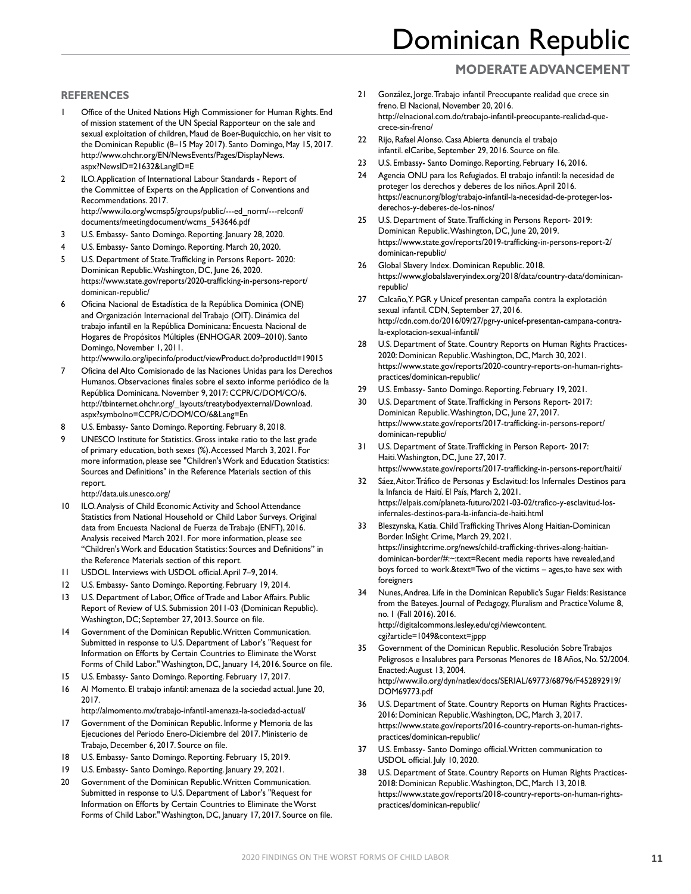## REFERENCES

1. Office of the United Nations High Commissioner for Human Rights. End of mission statement of the UN Special Rapporteur on the sale and sexual exploitation of children, Maud de Boer-Buquicchio, on her visit to the Dominican Republic (8–15 May 2017). Santo Domingo, May 15, 2017. http://www.ohchr.org/EN/NewsEvents/Pages/DisplayNews.aspx?NewsID=21632&LangID=E
2. ILO. Application of International Labour Standards - Report of the Committee of Experts on the Application of Conventions and Recommendations. 2017. http://www.ilo.org/wcmsp5/groups/public/---ed_norm/---relconf/documents/meetingdocument/wcms_543646.pdf
3. U.S. Embassy- Santo Domingo. Reporting. January 28, 2020.
4. U.S. Embassy- Santo Domingo. Reporting. March 20, 2020.
5. U.S. Department of State. Trafficking in Persons Report- 2020: Dominican Republic. Washington, DC, June 26, 2020. https://www.state.gov/reports/2020-trafficking-in-persons-report/dominican-republic/
6. Oficina Nacional de Estadística de la República Dominica (ONE) and Organización Internacional del Trabajo (OIT). Dinámica del trabajo infantil en la República Dominicana: Encuesta Nacional de Hogares de Propósitos Múltiples (ENHOGAR 2009–2010). Santo Domingo, November 1, 2011. http://www.ilo.org/ipecinfo/product/viewProduct.do?productId=19015
7. Oficina del Alto Comisionado de las Naciones Unidas para los Derechos Humanos. Observaciones finales sobre el sexto informe periódico de la República Dominicana. November 9, 2017: CCPR/C/DOM/CO/6. http://tbinternet.ohchr.org/_layouts/treatybodyexternal/Download.aspx?symbolno=CCPR/C/DOM/CO/6&Lang=En
8. U.S. Embassy- Santo Domingo. Reporting. February 8, 2018.
9. UNESCO Institute for Statistics. Gross intake ratio to the last grade of primary education, both sexes (%). Accessed March 3, 2021. For more information, please see "Children's Work and Education Statistics: Sources and Definitions" in the Reference Materials section of this report. http://data.uis.unesco.org/
10. ILO. Analysis of Child Economic Activity and School Attendance Statistics from National Household or Child Labor Surveys. Original data from Encuesta Nacional de Fuerza de Trabajo (ENFT), 2016. Analysis received March 2021. For more information, please see "Children's Work and Education Statistics: Sources and Definitions" in the Reference Materials section of this report.
11. USDOL. Interviews with USDOL official. April 7–9, 2014.
12. U.S. Embassy- Santo Domingo. Reporting. February 19, 2014.
13. U.S. Department of Labor, Office of Trade and Labor Affairs. Public Report of Review of U.S. Submission 2011-03 (Dominican Republic). Washington, DC; September 27, 2013. Source on file.
14. Government of the Dominican Republic. Written Communication. Submitted in response to U.S. Department of Labor's "Request for Information on Efforts by Certain Countries to Eliminate the Worst Forms of Child Labor." Washington, DC, January 14, 2016. Source on file.
15. U.S. Embassy- Santo Domingo. Reporting. February 17, 2017.
16. Al Momento. El trabajo infantil: amenaza de la sociedad actual. June 20, 2017. http://almomento.mx/trabajo-infantil-amenaza-la-sociedad-actual/
17. Government of the Dominican Republic. Informe y Memoria de las Ejecuciones del Periodo Enero-Diciembre del 2017. Ministerio de Trabajo, December 6, 2017. Source on file.
18. U.S. Embassy- Santo Domingo. Reporting. February 15, 2019.
19. U.S. Embassy- Santo Domingo. Reporting. January 29, 2021.
20. Government of the Dominican Republic. Written Communication. Submitted in response to U.S. Department of Labor's "Request for Information on Efforts by Certain Countries to Eliminate the Worst Forms of Child Labor." Washington, DC, January 17, 2017. Source on file.
21. González, Jorge. Trabajo infantil Preocupante realidad que crece sin freno. El Nacional, November 20, 2016. http://elnacional.com.do/trabajo-infantil-preocupante-realidad-que-crece-sin-freno/
22. Rijo, Rafael Alonso. Casa Abierta denuncia el trabajo infantil. elCaribe, September 29, 2016. Source on file.
23. U.S. Embassy- Santo Domingo. Reporting. February 16, 2016.
24. Agencia ONU para los Refugiados. El trabajo infantil: la necesidad de proteger los derechos y deberes de los niños. April 2016. https://eacnur.org/blog/trabajo-infantil-la-necesidad-de-proteger-los-derechos-y-deberes-de-los-ninos/
25. U.S. Department of State. Trafficking in Persons Report- 2019: Dominican Republic. Washington, DC, June 20, 2019. https://www.state.gov/reports/2019-trafficking-in-persons-report-2/dominican-republic/
26. Global Slavery Index. Dominican Republic. 2018. https://www.globalslaveryindex.org/2018/data/country-data/dominican-republic/
27. Calcaño, Y. PGR y Unicef presentan campaña contra la explotación sexual infantil. CDN, September 27, 2016. http://cdn.com.do/2016/09/27/pgr-y-unicef-presentan-campana-contra-la-explotacion-sexual-infantil/
28. U.S. Department of State. Country Reports on Human Rights Practices- 2020: Dominican Republic. Washington, DC, March 30, 2021. https://www.state.gov/reports/2020-country-reports-on-human-rights-practices/dominican-republic/
29. U.S. Embassy- Santo Domingo. Reporting. February 19, 2021.
30. U.S. Department of State. Trafficking in Persons Report- 2017: Dominican Republic. Washington, DC, June 27, 2017. https://www.state.gov/reports/2017-trafficking-in-persons-report/dominican-republic/
31. U.S. Department of State. Trafficking in Person Report- 2017: Haiti. Washington, DC, June 27, 2017. https://www.state.gov/reports/2017-trafficking-in-persons-report/haiti/
32. Sáez, Aitor. Tráfico de Personas y Esclavitud: los Infernales Destinos para la Infancia de Haití. El País, March 2, 2021. https://elpais.com/planeta-futuro/2021-03-02/trafico-y-esclavitud-los-infernales-destinos-para-la-infancia-de-haiti.html
33. Bleszynska, Katia. Child Trafficking Thrives Along Haitian-Dominican Border. InSight Crime, March 29, 2021. https://insightcrime.org/news/child-trafficking-thrives-along-haitian-dominican-border/#:~:text=Recent media reports have revealed,and boys forced to work.&text=Two of the victims – ages,to have sex with foreigners
34. Nunes, Andrea. Life in the Dominican Republic's Sugar Fields: Resistance from the Bateyes. Journal of Pedagogy, Pluralism and Practice Volume 8, no. 1 (Fall 2016). 2016. http://digitalcommons.lesley.edu/cgi/viewcontent.cgi?article=1049&context=jppp
35. Government of the Dominican Republic. Resolución Sobre Trabajos Peligrosos e Insalubres para Personas Menores de 18 Años, No. 52/2004. Enacted: August 13, 2004. http://www.ilo.org/dyn/natlex/docs/SERIAL/69773/68796/F452892919/DOM69773.pdf
36. U.S. Department of State. Country Reports on Human Rights Practices- 2016: Dominican Republic. Washington, DC, March 3, 2017. https://www.state.gov/reports/2016-country-reports-on-human-rights-practices/dominican-republic/
37. U.S. Embassy- Santo Domingo official. Written communication to USDOL official. July 10, 2020.
38. U.S. Department of State. Country Reports on Human Rights Practices- 2018: Dominican Republic. Washington, DC, March 13, 2018. https://www.state.gov/reports/2018-country-reports-on-human-rights-practices/dominican-republic/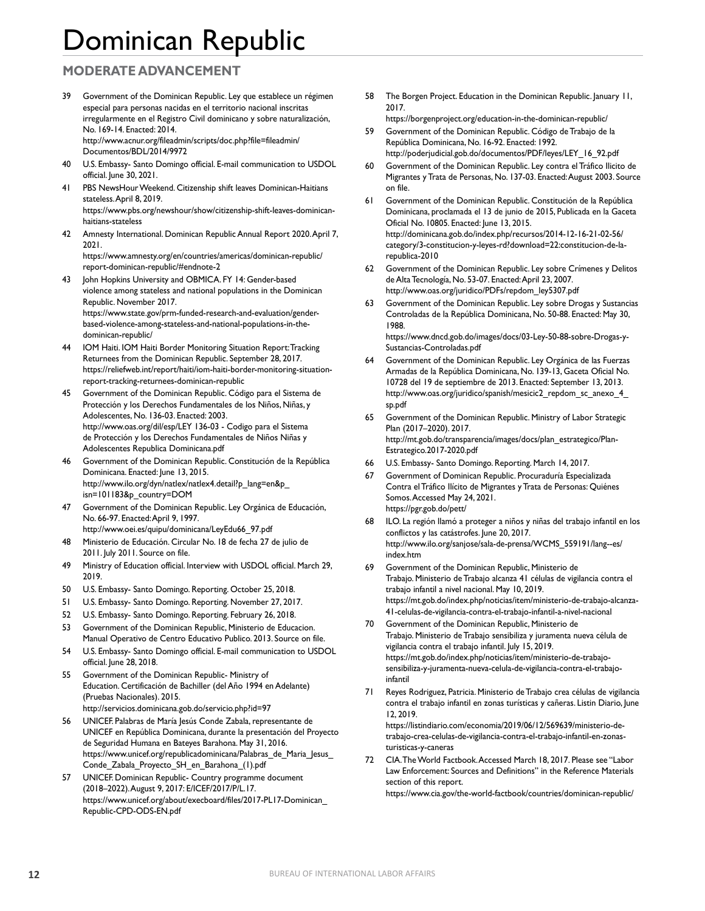# Dominican Republic

## MODERATE ADVANCEMENT

39 Government of the Dominican Republic. Ley que establece un régimen especial para personas nacidas en el territorio nacional inscritas irregularmente en el Registro Civil dominicano y sobre naturalización, No. 169-14. Enacted: 2014. http://www.acnur.org/fileadmin/scripts/doc.php?file=fileadmin/Documentos/BDL/2014/9972
40 U.S. Embassy- Santo Domingo official. E-mail communication to USDOL official. June 30, 2021.
41 PBS NewsHour Weekend. Citizenship shift leaves Dominican-Haitians stateless. April 8, 2019. https://www.pbs.org/newshour/show/citizenship-shift-leaves-dominican-haitians-stateless
42 Amnesty International. Dominican Republic Annual Report 2020. April 7, 2021. https://www.amnesty.org/en/countries/americas/dominican-republic/report-dominican-republic/#endnote-2
43 John Hopkins University and OBMICA. FY 14: Gender-based violence among stateless and national populations in the Dominican Republic. November 2017. https://www.state.gov/prm-funded-research-and-evaluation/gender-based-violence-among-stateless-and-national-populations-in-the-dominican-republic/
44 IOM Haiti. IOM Haiti Border Monitoring Situation Report: Tracking Returnees from the Dominican Republic. September 28, 2017. https://reliefweb.int/report/haiti/iom-haiti-border-monitoring-situation-report-tracking-returnees-dominican-republic
45 Government of the Dominican Republic. Código para el Sistema de Protección y los Derechos Fundamentales de los Niños, Niñas, y Adolescentes, No. 136-03. Enacted: 2003. http://www.oas.org/dil/esp/LEY 136-03 - Codigo para el Sistema de Protección y los Derechos Fundamentales de Niños Niñas y Adolescentes Republica Dominicana.pdf
46 Government of the Dominican Republic. Constitución de la República Dominicana. Enacted: June 13, 2015. http://www.ilo.org/dyn/natlex/natlex4.detail?p_lang=en&p_isn=101183&p_country=DOM
47 Government of the Dominican Republic. Ley Orgánica de Educación, No. 66-97. Enacted: April 9, 1997. http://www.oei.es/quipu/dominicana/LeyEdu66_97.pdf
48 Ministerio de Educación. Circular No. 18 de fecha 27 de julio de 2011. July 2011. Source on file.
49 Ministry of Education official. Interview with USDOL official. March 29, 2019.
50 U.S. Embassy- Santo Domingo. Reporting. October 25, 2018.
51 U.S. Embassy- Santo Domingo. Reporting. November 27, 2017.
52 U.S. Embassy- Santo Domingo. Reporting. February 26, 2018.
53 Government of the Dominican Republic, Ministerio de Educacion. Manual Operativo de Centro Educativo Publico. 2013. Source on file.
54 U.S. Embassy- Santo Domingo official. E-mail communication to USDOL official. June 28, 2018.
55 Government of the Dominican Republic- Ministry of Education. Certificación de Bachiller (del Año 1994 en Adelante) (Pruebas Nacionales). 2015. http://servicios.dominicana.gob.do/servicio.php?id=97
56 UNICEF. Palabras de María Jesús Conde Zabala, representante de UNICEF en República Dominicana, durante la presentación del Proyecto de Seguridad Humana en Bateyes Barahona. May 31, 2016. https://www.unicef.org/republicadominicana/Palabras_de_Maria_Jesus_Conde_Zabala_Proyecto_SH_en_Barahona_(1).pdf
57 UNICEF. Dominican Republic- Country programme document (2018–2022). August 9, 2017: E/ICEF/2017/P/L.17. https://www.unicef.org/about/execboard/files/2017-PL17-Dominican_Republic-CPD-ODS-EN.pdf
58 The Borgen Project. Education in the Dominican Republic. January 11, 2017. https://borgenproject.org/education-in-the-dominican-republic/
59 Government of the Dominican Republic. Código de Trabajo de la República Dominicana, No. 16-92. Enacted: 1992. http://poderjudicial.gob.do/documentos/PDF/leyes/LEY_16_92.pdf
60 Government of the Dominican Republic. Ley contra el Tráfico Ilicito de Migrantes y Trata de Personas, No. 137-03. Enacted: August 2003. Source on file.
61 Government of the Dominican Republic. Constitución de la República Dominicana, proclamada el 13 de junio de 2015, Publicada en la Gaceta Oficial No. 10805. Enacted: June 13, 2015. http://dominicana.gob.do/index.php/recursos/2014-12-16-21-02-56/category/3-constitucion-y-leyes-rd?download=22:constitucion-de-la-republica-2010
62 Government of the Dominican Republic. Ley sobre Crímenes y Delitos de Alta Tecnología, No. 53-07. Enacted: April 23, 2007. http://www.oas.org/juridico/PDFs/repdom_ley5307.pdf
63 Government of the Dominican Republic. Ley sobre Drogas y Sustancias Controladas de la República Dominicana, No. 50-88. Enacted: May 30, 1988. https://www.dncd.gob.do/images/docs/03-Ley-50-88-sobre-Drogas-y-Sustancias-Controladas.pdf
64 Government of the Dominican Republic. Ley Orgánica de las Fuerzas Armadas de la República Dominicana, No. 139-13, Gaceta Oficial No. 10728 del 19 de septiembre de 2013. Enacted: September 13, 2013. http://www.oas.org/juridico/spanish/mesicic2_repdom_sc_anexo_4_sp.pdf
65 Government of the Dominican Republic. Ministry of Labor Strategic Plan (2017–2020). 2017. http://mt.gob.do/transparencia/images/docs/plan_estrategico/Plan-Estrategico.2017-2020.pdf
66 U.S. Embassy- Santo Domingo. Reporting. March 14, 2017.
67 Government of Dominican Republic. Procuraduría Especializada Contra el Tráfico Ilícito de Migrantes y Trata de Personas: Quiénes Somos. Accessed May 24, 2021. https://pgr.gob.do/pett/
68 ILO. La región llamó a proteger a niños y niñas del trabajo infantil en los conflictos y las catástrofes. June 20, 2017. http://www.ilo.org/sanjose/sala-de-prensa/WCMS_559191/lang--es/index.htm
69 Government of the Dominican Republic, Ministerio de Trabajo. Ministerio de Trabajo alcanza 41 células de vigilancia contra el trabajo infantil a nivel nacional. May 10, 2019. https://mt.gob.do/index.php/noticias/item/ministerio-de-trabajo-alcanza-41-celulas-de-vigilancia-contra-el-trabajo-infantil-a-nivel-nacional
70 Government of the Dominican Republic, Ministerio de Trabajo. Ministerio de Trabajo sensibiliza y juramenta nueva célula de vigilancia contra el trabajo infantil. July 15, 2019. https://mt.gob.do/index.php/noticias/item/ministerio-de-trabajo-sensibiliza-y-juramenta-nueva-celula-de-vigilancia-contra-el-trabajo-infantil
71 Reyes Rodriguez, Patricia. Ministerio de Trabajo crea células de vigilancia contra el trabajo infantil en zonas turísticas y cañeras. Listin Diario, June 12, 2019. https://listindiario.com/economia/2019/06/12/569639/ministerio-de-trabajo-crea-celulas-de-vigilancia-contra-el-trabajo-infantil-en-zonas-turisticas-y-caneras
72 CIA. The World Factbook. Accessed March 18, 2017. Please see "Labor Law Enforcement: Sources and Definitions" in the Reference Materials section of this report. https://www.cia.gov/the-world-factbook/countries/dominican-republic/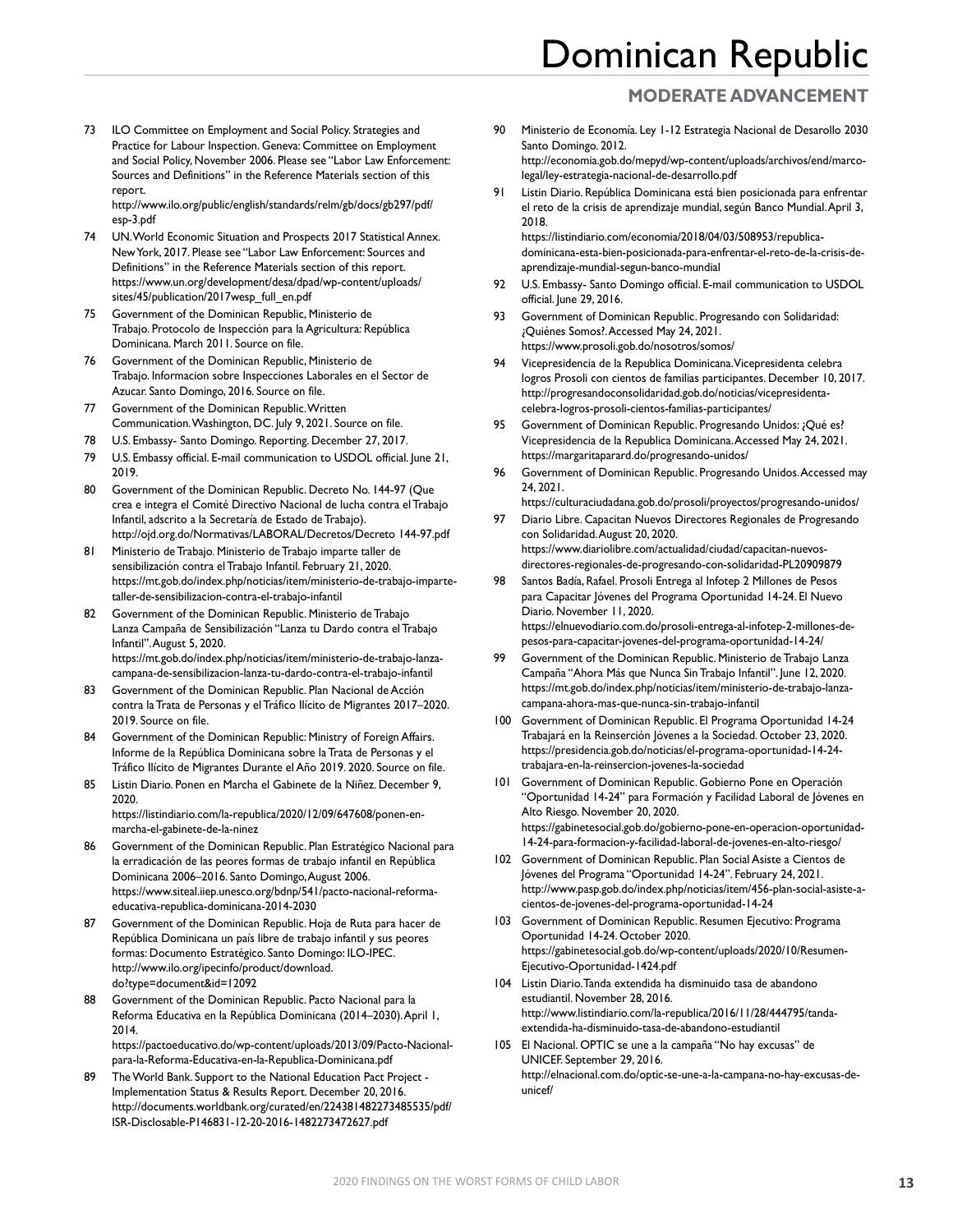73. ILO Committee on Employment and Social Policy. Strategies and Practice for Labour Inspection. Geneva: Committee on Employment and Social Policy, November 2006. Please see "Labor Law Enforcement: Sources and Definitions" in the Reference Materials section of this report.
http://www.ilo.org/public/english/standards/relm/gb/docs/gb297/pdf/esp-3.pdf
74. UN. World Economic Situation and Prospects 2017 Statistical Annex. New York, 2017. Please see "Labor Law Enforcement: Sources and Definitions" in the Reference Materials section of this report.
https://www.un.org/development/desa/dpad/wp-content/uploads/sites/45/publication/2017wesp_full_en.pdf
75. Government of the Dominican Republic, Ministerio de Trabajo. Protocolo de Inspección para la Agricultura: República Dominicana. March 2011. Source on file.
76. Government of the Dominican Republic, Ministerio de Trabajo. Informacion sobre Inspecciones Laborales en el Sector de Azucar. Santo Domingo, 2016. Source on file.
77. Government of the Dominican Republic. Written Communication. Washington, DC. July 9, 2021. Source on file.
78. U.S. Embassy- Santo Domingo. Reporting. December 27, 2017.
79. U.S. Embassy official. E-mail communication to USDOL official. June 21, 2019.
80. Government of the Dominican Republic. Decreto No. 144-97 (Que crea e integra el Comité Directivo Nacional de lucha contra el Trabajo Infantil, adscrito a la Secretaría de Estado de Trabajo).
http://ojd.org.do/Normativas/LABORAL/Decretos/Decreto 144-97.pdf
81. Ministerio de Trabajo. Ministerio de Trabajo imparte taller de sensibilización contra el Trabajo Infantil. February 21, 2020.
https://mt.gob.do/index.php/noticias/item/ministerio-de-trabajo-imparte-taller-de-sensibilizacion-contra-el-trabajo-infantil
82. Government of the Dominican Republic. Ministerio de Trabajo Lanza Campaña de Sensibilización "Lanza tu Dardo contra el Trabajo Infantil". August 5, 2020.
https://mt.gob.do/index.php/noticias/item/ministerio-de-trabajo-lanza-campana-de-sensibilizacion-lanza-tu-dardo-contra-el-trabajo-infantil
83. Government of the Dominican Republic. Plan Nacional de Acción contra la Trata de Personas y el Tráfico Ilícito de Migrantes 2017–2020. 2019. Source on file.
84. Government of the Dominican Republic: Ministry of Foreign Affairs. Informe de la República Dominicana sobre la Trata de Personas y el Tráfico Ilícito de Migrantes Durante el Año 2019. 2020. Source on file.
85. Listin Diario. Ponen en Marcha el Gabinete de la Niñez. December 9, 2020.
https://listindiario.com/la-republica/2020/12/09/647608/ponen-en-marcha-el-gabinete-de-la-ninez
86. Government of the Dominican Republic. Plan Estratégico Nacional para la erradicación de las peores formas de trabajo infantil en República Dominicana 2006–2016. Santo Domingo, August 2006.
https://www.siteal.iiep.unesco.org/bdnp/541/pacto-nacional-reforma-educativa-republica-dominicana-2014-2030
87. Government of the Dominican Republic. Hoja de Ruta para hacer de República Dominicana un país libre de trabajo infantil y sus peores formas: Documento Estratégico. Santo Domingo: ILO-IPEC.
http://www.ilo.org/ipecinfo/product/download.do?type=document&id=12092
88. Government of the Dominican Republic. Pacto Nacional para la Reforma Educativa en la República Dominicana (2014–2030). April 1, 2014.
https://pactoeducativo.do/wp-content/uploads/2013/09/Pacto-Nacional-para-la-Reforma-Educativa-en-la-Republica-Dominicana.pdf
89. The World Bank. Support to the National Education Pact Project - Implementation Status & Results Report. December 20, 2016.
http://documents.worldbank.org/curated/en/224381482273485535/pdf/ISR-Disclosable-P146831-12-20-2016-1482273472627.pdf
90. Ministerio de Economía. Ley 1-12 Estrategia Nacional de Desarollo 2030 Santo Domingo. 2012.
http://economia.gob.do/mepyd/wp-content/uploads/archivos/end/marco-legal/ley-estrategia-nacional-de-desarrollo.pdf
91. Listin Diario. República Dominicana está bien posicionada para enfrentar el reto de la crisis de aprendizaje mundial, según Banco Mundial. April 3, 2018.
https://listindiario.com/economia/2018/04/03/508953/republica-dominicana-esta-bien-posicionada-para-enfrentar-el-reto-de-la-crisis-de-aprendizaje-mundial-segun-banco-mundial
92. U.S. Embassy- Santo Domingo official. E-mail communication to USDOL official. June 29, 2016.
93. Government of Dominican Republic. Progresando con Solidaridad: ¿Quiénes Somos?. Accessed May 24, 2021.
https://www.prosoli.gob.do/nosotros/somos/
94. Vicepresidencia de la Republica Dominicana. Vicepresidenta celebra logros Prosoli con cientos de familias participantes. December 10, 2017.
http://progresandoconsolidaridad.gob.do/noticias/vicepresidenta-celebra-logros-prosoli-cientos-familias-participantes/
95. Government of Dominican Republic. Progresando Unidos: ¿Qué es? Vicepresidencia de la Republica Dominicana. Accessed May 24, 2021.
https://margaritaparard.do/progresando-unidos/
96. Government of Dominican Republic. Progresando Unidos. Accessed may 24, 2021.
https://culturaciudadana.gob.do/prosoli/proyectos/progresando-unidos/
97. Diario Libre. Capacitan Nuevos Directores Regionales de Progresando con Solidaridad. August 20, 2020.
https://www.diariolibre.com/actualidad/ciudad/capacitan-nuevos-directores-regionales-de-progresando-con-solidaridad-PL20909879
98. Santos Badía, Rafael. Prosoli Entrega al Infotep 2 Millones de Pesos para Capacitar Jóvenes del Programa Oportunidad 14-24. El Nuevo Diario. November 11, 2020.
https://elnuevodiario.com.do/prosoli-entrega-al-infotep-2-millones-de-pesos-para-capacitar-jovenes-del-programa-oportunidad-14-24/
99. Government of the Dominican Republic. Ministerio de Trabajo Lanza Campaña "Ahora Más que Nunca Sin Trabajo Infantil". June 12, 2020.
https://mt.gob.do/index.php/noticias/item/ministerio-de-trabajo-lanza-campana-ahora-mas-que-nunca-sin-trabajo-infantil
100. Government of Dominican Republic. El Programa Oportunidad 14-24 Trabajará en la Reinserción Jóvenes a la Sociedad. October 23, 2020.
https://presidencia.gob.do/noticias/el-programa-oportunidad-14-24-trabajara-en-la-reinsercion-jovenes-la-sociedad
101. Government of Dominican Republic. Gobierno Pone en Operación "Oportunidad 14-24" para Formación y Facilidad Laboral de Jóvenes en Alto Riesgo. November 20, 2020.
https://gabinetesocial.gob.do/gobierno-pone-en-operacion-oportunidad-14-24-para-formacion-y-facilidad-laboral-de-jovenes-en-alto-riesgo/
102. Government of Dominican Republic. Plan Social Asiste a Cientos de Jóvenes del Programa "Oportunidad 14-24". February 24, 2021.
http://www.pasp.gob.do/index.php/noticias/item/456-plan-social-asiste-a-cientos-de-jovenes-del-programa-oportunidad-14-24
103. Government of Dominican Republic. Resumen Ejecutivo: Programa Oportunidad 14-24. October 2020.
https://gabinetesocial.gob.do/wp-content/uploads/2020/10/Resumen-Ejecutivo-Oportunidad-1424.pdf
104. Listin Diario. Tanda extendida ha disminuido tasa de abandono estudiantil. November 28, 2016.
http://www.listindiario.com/la-republica/2016/11/28/444795/tanda-extendida-ha-disminuido-tasa-de-abandono-estudiantil
105. El Nacional. OPTIC se une a la campaña "No hay excusas" de UNICEF. September 29, 2016.
http://elnacional.com.do/optic-se-une-a-la-campana-no-hay-excusas-de-unicef/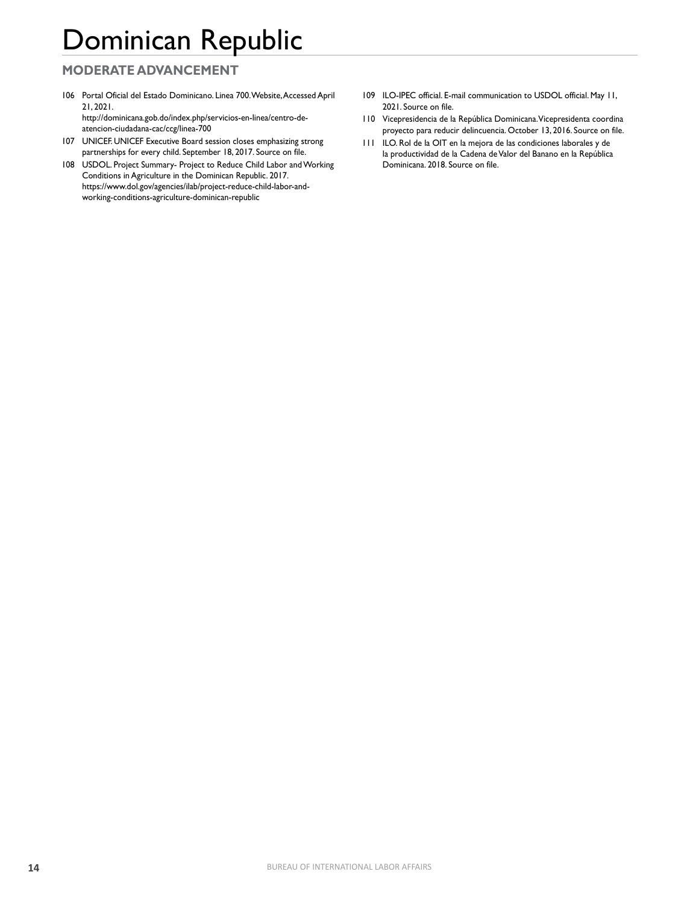106 Portal Oficial del Estado Dominicano. Linea 700. Website, Accessed April 21, 2021. http://dominicana.gob.do/index.php/servicios-en-linea/centro-de-atencion-ciudadana-cac/ccg/linea-700

107 UNICEF. UNICEF Executive Board session closes emphasizing strong partnerships for every child. September 18, 2017. Source on file.

108 USDOL. Project Summary- Project to Reduce Child Labor and Working Conditions in Agriculture in the Dominican Republic. 2017. https://www.dol.gov/agencies/ilab/project-reduce-child-labor-and-working-conditions-agriculture-dominican-republic

109 ILO-IPEC official. E-mail communication to USDOL official. May 11, 2021. Source on file.

110 Vicepresidencia de la República Dominicana. Vicepresidenta coordina proyecto para reducir delincuencia. October 13, 2016. Source on file.

111 ILO. Rol de la OIT en la mejora de las condiciones laborales y de la productividad de la Cadena de Valor del Banano en la República Dominicana. 2018. Source on file.